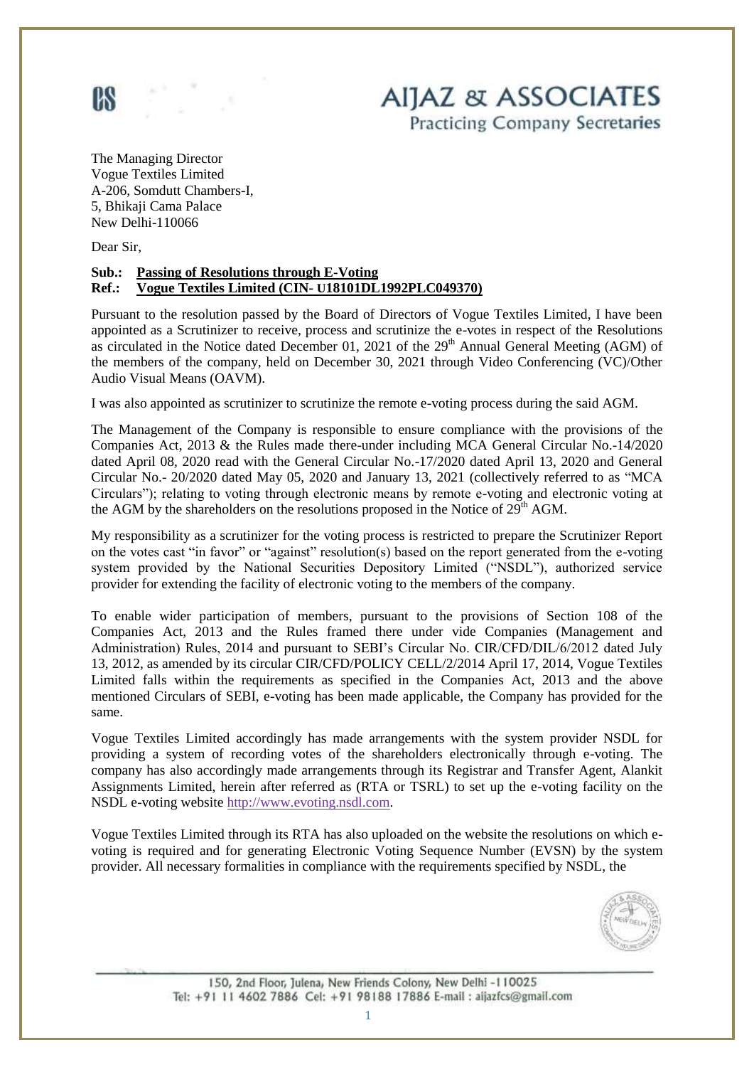# AIJAZ & ASSOCIATES

Practicing Company Secretaries

The Managing Director
Vogue Textiles Limited
A-206, Somdutt Chambers-I,
5, Bhikaji Cama Palace
New Delhi-110066

Dear Sir,

**Sub.: Passing of Resolutions through E-Voting**
**Ref.: Vogue Textiles Limited (CIN- U18101DL1992PLC049370)**

Pursuant to the resolution passed by the Board of Directors of Vogue Textiles Limited, I have been appointed as a Scrutinizer to receive, process and scrutinize the e-votes in respect of the Resolutions as circulated in the Notice dated December 01, 2021 of the 29th Annual General Meeting (AGM) of the members of the company, held on December 30, 2021 through Video Conferencing (VC)/Other Audio Visual Means (OAVM).

I was also appointed as scrutinizer to scrutinize the remote e-voting process during the said AGM.

The Management of the Company is responsible to ensure compliance with the provisions of the Companies Act, 2013 & the Rules made there-under including MCA General Circular No.-14/2020 dated April 08, 2020 read with the General Circular No.-17/2020 dated April 13, 2020 and General Circular No.- 20/2020 dated May 05, 2020 and January 13, 2021 (collectively referred to as "MCA Circulars"); relating to voting through electronic means by remote e-voting and electronic voting at the AGM by the shareholders on the resolutions proposed in the Notice of 29th AGM.

My responsibility as a scrutinizer for the voting process is restricted to prepare the Scrutinizer Report on the votes cast "in favor" or "against" resolution(s) based on the report generated from the e-voting system provided by the National Securities Depository Limited ("NSDL"), authorized service provider for extending the facility of electronic voting to the members of the company.

To enable wider participation of members, pursuant to the provisions of Section 108 of the Companies Act, 2013 and the Rules framed there under vide Companies (Management and Administration) Rules, 2014 and pursuant to SEBI's Circular No. CIR/CFD/DIL/6/2012 dated July 13, 2012, as amended by its circular CIR/CFD/POLICY CELL/2/2014 April 17, 2014, Vogue Textiles Limited falls within the requirements as specified in the Companies Act, 2013 and the above mentioned Circulars of SEBI, e-voting has been made applicable, the Company has provided for the same.

Vogue Textiles Limited accordingly has made arrangements with the system provider NSDL for providing a system of recording votes of the shareholders electronically through e-voting. The company has also accordingly made arrangements through its Registrar and Transfer Agent, Alankit Assignments Limited, herein after referred as (RTA or TSRL) to set up the e-voting facility on the NSDL e-voting website http://www.evoting.nsdl.com.

Vogue Textiles Limited through its RTA has also uploaded on the website the resolutions on which e-voting is required and for generating Electronic Voting Sequence Number (EVSN) by the system provider. All necessary formalities in compliance with the requirements specified by NSDL, the

150, 2nd Floor, Julena, New Friends Colony, New Delhi -110025
Tel: +91 11 4602 7886 Cel: +91 98188 17886 E-mail : aijazfcs@gmail.com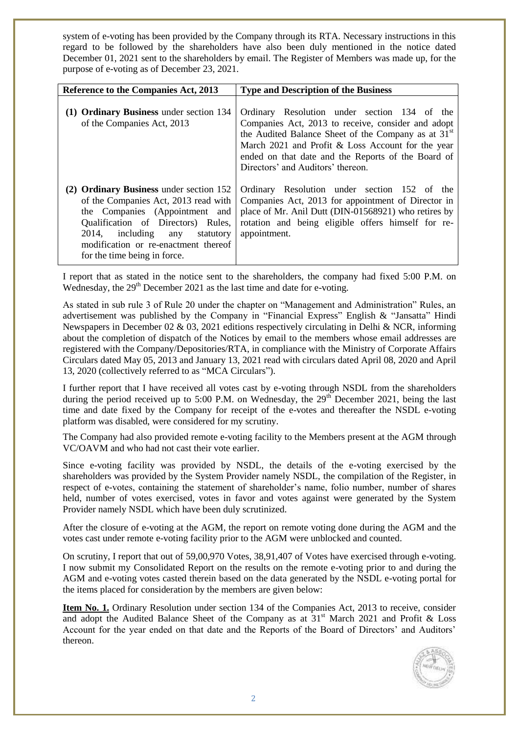system of e-voting has been provided by the Company through its RTA. Necessary instructions in this regard to be followed by the shareholders have also been duly mentioned in the notice dated December 01, 2021 sent to the shareholders by email. The Register of Members was made up, for the purpose of e-voting as of December 23, 2021.

| Reference to the Companies Act, 2013 | Type and Description of the Business |
|---|---|
| (1) **Ordinary Business** under section 134 of the Companies Act, 2013 | Ordinary Resolution under section 134 of the Companies Act, 2013 to receive, consider and adopt the Audited Balance Sheet of the Company as at 31st March 2021 and Profit & Loss Account for the year ended on that date and the Reports of the Board of Directors' and Auditors' thereon. |
| (2) **Ordinary Business** under section 152 of the Companies Act, 2013 read with the Companies (Appointment and Qualification of Directors) Rules, 2014, including any statutory modification or re-enactment thereof for the time being in force. | Ordinary Resolution under section 152 of the Companies Act, 2013 for appointment of Director in place of Mr. Anil Dutt (DIN-01568921) who retires by rotation and being eligible offers himself for re-appointment. |

I report that as stated in the notice sent to the shareholders, the company had fixed 5:00 P.M. on Wednesday, the 29th December 2021 as the last time and date for e-voting.

As stated in sub rule 3 of Rule 20 under the chapter on "Management and Administration" Rules, an advertisement was published by the Company in "Financial Express" English & "Jansatta" Hindi Newspapers in December 02 & 03, 2021 editions respectively circulating in Delhi & NCR, informing about the completion of dispatch of the Notices by email to the members whose email addresses are registered with the Company/Depositories/RTA, in compliance with the Ministry of Corporate Affairs Circulars dated May 05, 2013 and January 13, 2021 read with circulars dated April 08, 2020 and April 13, 2020 (collectively referred to as "MCA Circulars").

I further report that I have received all votes cast by e-voting through NSDL from the shareholders during the period received up to 5:00 P.M. on Wednesday, the 29th December 2021, being the last time and date fixed by the Company for receipt of the e-votes and thereafter the NSDL e-voting platform was disabled, were considered for my scrutiny.

The Company had also provided remote e-voting facility to the Members present at the AGM through VC/OAVM and who had not cast their vote earlier.

Since e-voting facility was provided by NSDL, the details of the e-voting exercised by the shareholders was provided by the System Provider namely NSDL, the compilation of the Register, in respect of e-votes, containing the statement of shareholder's name, folio number, number of shares held, number of votes exercised, votes in favor and votes against were generated by the System Provider namely NSDL which have been duly scrutinized.

After the closure of e-voting at the AGM, the report on remote voting done during the AGM and the votes cast under remote e-voting facility prior to the AGM were unblocked and counted.

On scrutiny, I report that out of 59,00,970 Votes, 38,91,407 of Votes have exercised through e-voting. I now submit my Consolidated Report on the results on the remote e-voting prior to and during the AGM and e-voting votes casted therein based on the data generated by the NSDL e-voting portal for the items placed for consideration by the members are given below:

**Item No. 1.** Ordinary Resolution under section 134 of the Companies Act, 2013 to receive, consider and adopt the Audited Balance Sheet of the Company as at 31st March 2021 and Profit & Loss Account for the year ended on that date and the Reports of the Board of Directors' and Auditors' thereon.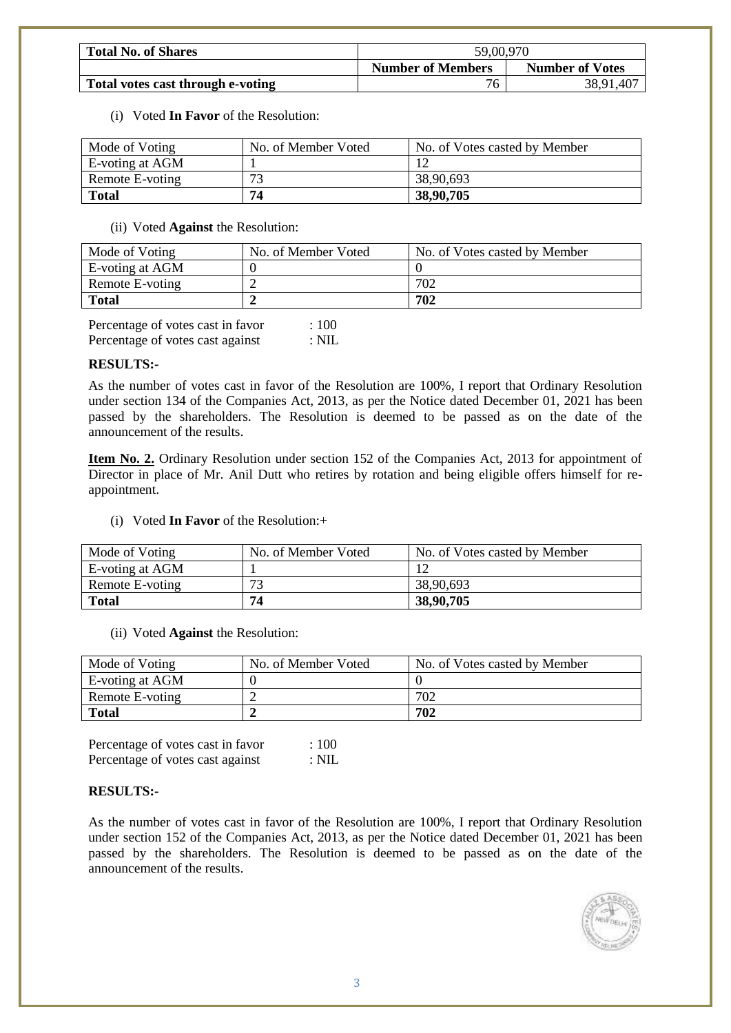| **Total No. of Shares** | 59,00,970 | |
|---|---|---|
| | **Number of Members** | **Number of Votes** |
| **Total votes cast through e-voting** | 76 | 38,91,407 |

(i) Voted **In Favor** of the Resolution:

| Mode of Voting | No. of Member Voted | No. of Votes casted by Member |
|---|---|---|
| E-voting at AGM | 1 | 12 |
| Remote E-voting | 73 | 38,90,693 |
| **Total** | **74** | **38,90,705** |

(ii) Voted **Against** the Resolution:

| Mode of Voting | No. of Member Voted | No. of Votes casted by Member |
|---|---|---|
| E-voting at AGM | 0 | 0 |
| Remote E-voting | 2 | 702 |
| **Total** | **2** | **702** |

Percentage of votes cast in favor : 100
Percentage of votes cast against : NIL

**RESULTS:-**

As the number of votes cast in favor of the Resolution are 100%, I report that Ordinary Resolution under section 134 of the Companies Act, 2013, as per the Notice dated December 01, 2021 has been passed by the shareholders. The Resolution is deemed to be passed as on the date of the announcement of the results.

**Item No. 2.** Ordinary Resolution under section 152 of the Companies Act, 2013 for appointment of Director in place of Mr. Anil Dutt who retires by rotation and being eligible offers himself for re-appointment.

(i) Voted **In Favor** of the Resolution:+

| Mode of Voting | No. of Member Voted | No. of Votes casted by Member |
|---|---|---|
| E-voting at AGM | 1 | 12 |
| Remote E-voting | 73 | 38,90,693 |
| **Total** | **74** | **38,90,705** |

(ii) Voted **Against** the Resolution:

| Mode of Voting | No. of Member Voted | No. of Votes casted by Member |
|---|---|---|
| E-voting at AGM | 0 | 0 |
| Remote E-voting | 2 | 702 |
| **Total** | **2** | **702** |

Percentage of votes cast in favor : 100
Percentage of votes cast against : NIL

**RESULTS:-**

As the number of votes cast in favor of the Resolution are 100%, I report that Ordinary Resolution under section 152 of the Companies Act, 2013, as per the Notice dated December 01, 2021 has been passed by the shareholders. The Resolution is deemed to be passed as on the date of the announcement of the results.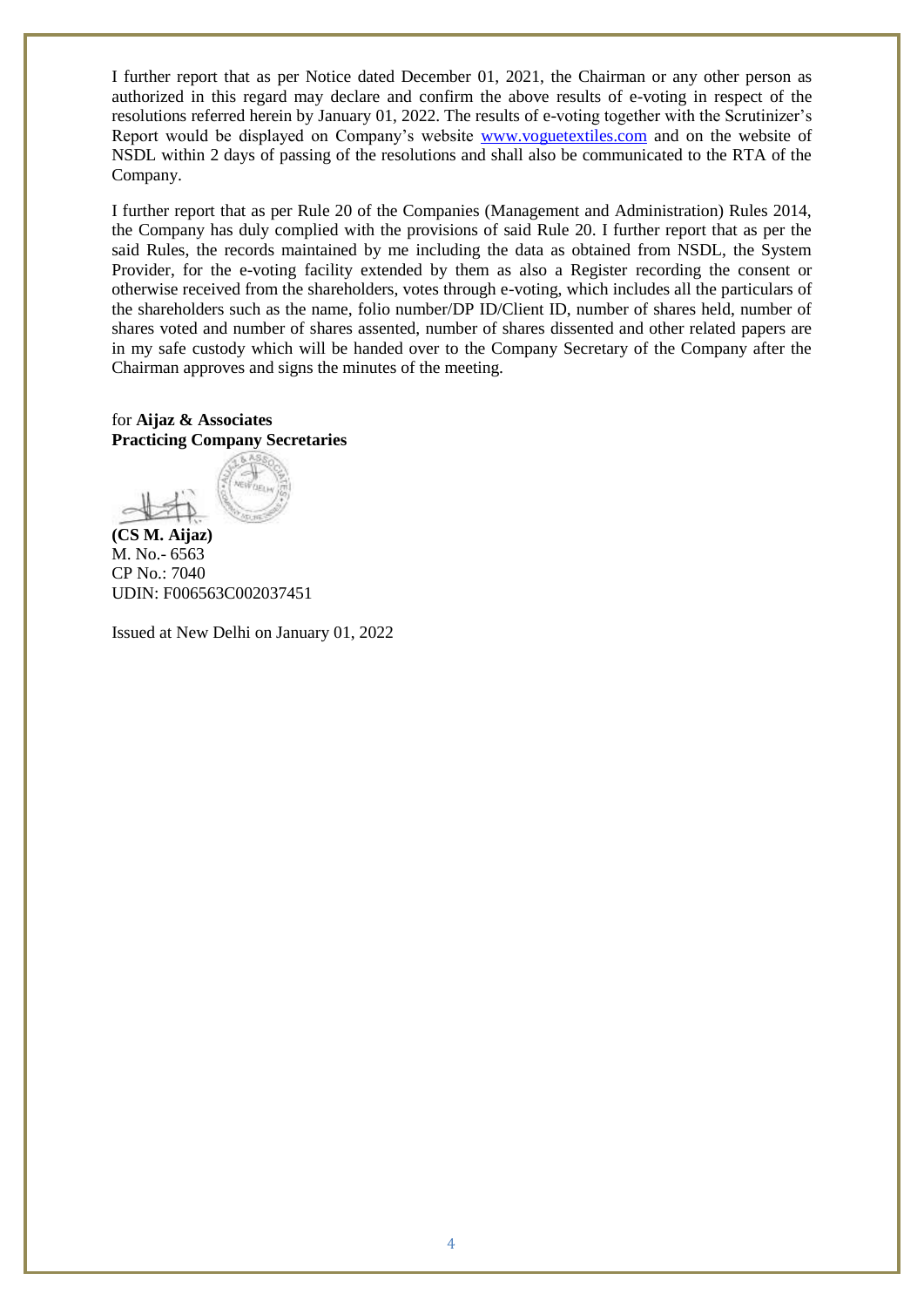I further report that as per Notice dated December 01, 2021, the Chairman or any other person as authorized in this regard may declare and confirm the above results of e-voting in respect of the resolutions referred herein by January 01, 2022. The results of e-voting together with the Scrutinizer's Report would be displayed on Company's website www.voguetextiles.com and on the website of NSDL within 2 days of passing of the resolutions and shall also be communicated to the RTA of the Company.

I further report that as per Rule 20 of the Companies (Management and Administration) Rules 2014, the Company has duly complied with the provisions of said Rule 20. I further report that as per the said Rules, the records maintained by me including the data as obtained from NSDL, the System Provider, for the e-voting facility extended by them as also a Register recording the consent or otherwise received from the shareholders, votes through e-voting, which includes all the particulars of the shareholders such as the name, folio number/DP ID/Client ID, number of shares held, number of shares voted and number of shares assented, number of shares dissented and other related papers are in my safe custody which will be handed over to the Company Secretary of the Company after the Chairman approves and signs the minutes of the meeting.

for **Aijaz & Associates**
**Practicing Company Secretaries**

**(CS M. Aijaz)**
M. No.- 6563
CP No.: 7040
UDIN: F006563C002037451

Issued at New Delhi on January 01, 2022